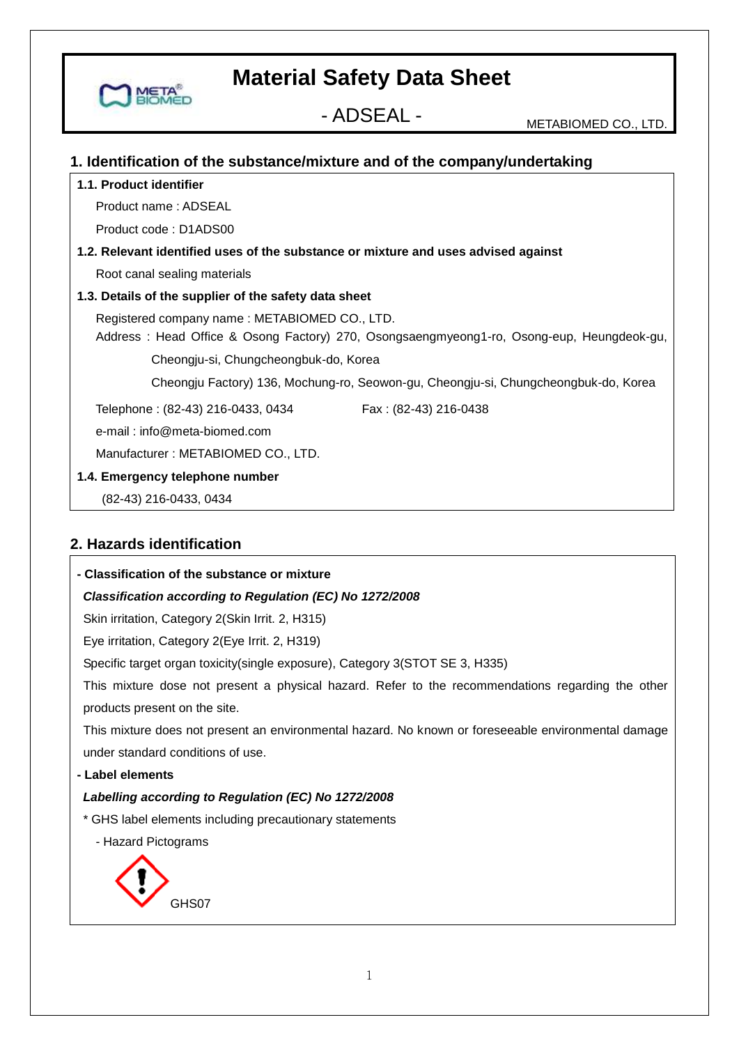# Material Safety Data Sheet

## - ADSEAL -

METABIOMED CO., LTD.

## 1. Identification of the substance/mixture and of the company/undertaking

**1.1. Product identifier**

Product name : ADSEAL

Product code : D1ADS00

**1.2. Relevant identified uses of the substance or mixture and uses advised against**

Root canal sealing materials

**1.3. Details of the supplier of the safety data sheet**

Registered company name : METABIOMED CO., LTD.

Address : Head Office & Osong Factory) 270, Osongsaengmyeong1-ro, Osong-eup, Heungdeok-gu, Cheongju-si, Chungcheongbuk-do, Korea

Cheongju Factory) 136, Mochung-ro, Seowon-gu, Cheongju-si, Chungcheongbuk-do, Korea

Telephone : (82-43) 216-0433, 0434    Fax : (82-43) 216-0438

e-mail : info@meta-biomed.com

Manufacturer : METABIOMED CO., LTD.

**1.4. Emergency telephone number**

(82-43) 216-0433, 0434

## 2. Hazards identification

**- Classification of the substance or mixture**

***Classification according to Regulation (EC) No 1272/2008***

Skin irritation, Category 2(Skin Irrit. 2, H315)

Eye irritation, Category 2(Eye Irrit. 2, H319)

Specific target organ toxicity(single exposure), Category 3(STOT SE 3, H335)

This mixture dose not present a physical hazard. Refer to the recommendations regarding the other products present on the site.

This mixture does not present an environmental hazard. No known or foreseeable environmental damage under standard conditions of use.

**- Label elements**

***Labelling according to Regulation (EC) No 1272/2008***

\* GHS label elements including precautionary statements

- Hazard Pictograms

GHS07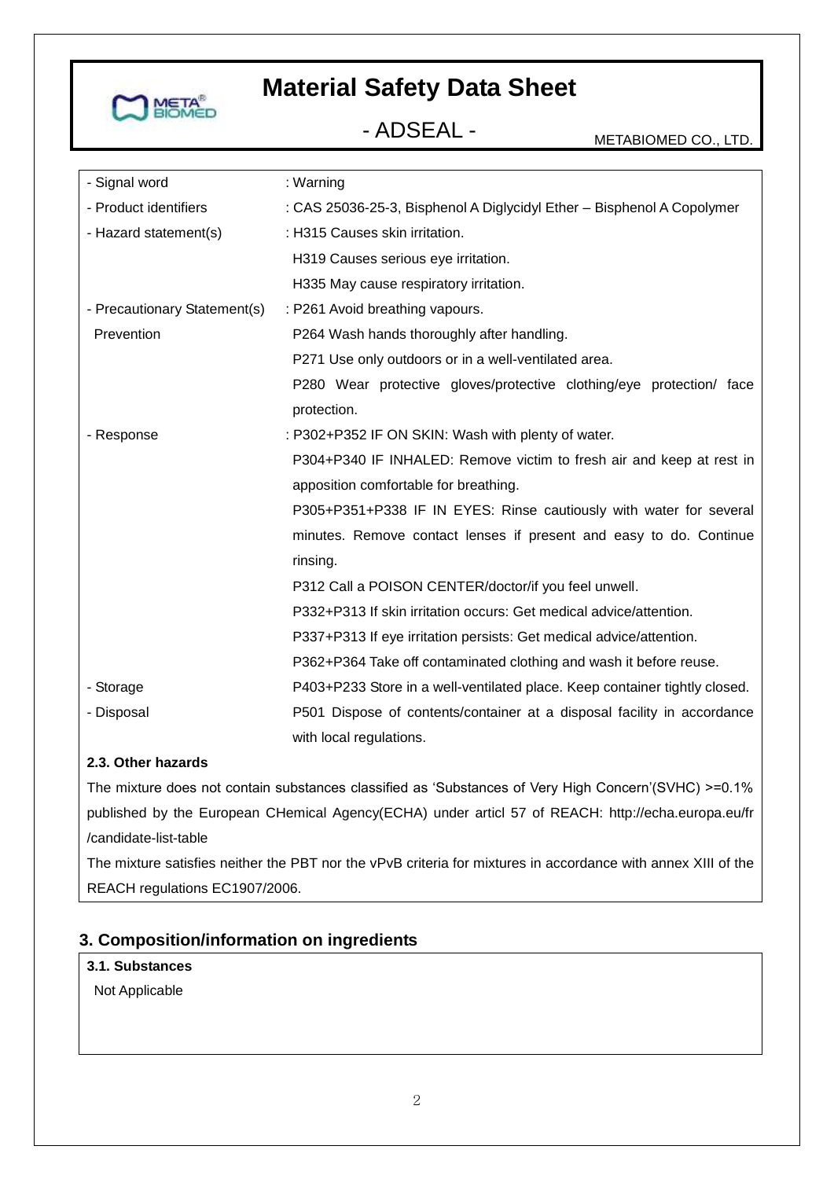| | |
|---|---|
| - Signal word | : Warning |
| - Product identifiers | : CAS 25036-25-3, Bisphenol A Diglycidyl Ether – Bisphenol A Copolymer |
| - Hazard statement(s) | : H315 Causes skin irritation.<br>H319 Causes serious eye irritation.<br>H335 May cause respiratory irritation. |
| - Precautionary Statement(s)<br>Prevention | : P261 Avoid breathing vapours.<br>P264 Wash hands thoroughly after handling.<br>P271 Use only outdoors or in a well-ventilated area.<br>P280 Wear protective gloves/protective clothing/eye protection/ face protection. |
| - Response | : P302+P352 IF ON SKIN: Wash with plenty of water.<br>P304+P340 IF INHALED: Remove victim to fresh air and keep at rest in apposition comfortable for breathing.<br>P305+P351+P338 IF IN EYES: Rinse cautiously with water for several minutes. Remove contact lenses if present and easy to do. Continue rinsing.<br>P312 Call a POISON CENTER/doctor/if you feel unwell.<br>P332+P313 If skin irritation occurs: Get medical advice/attention.<br>P337+P313 If eye irritation persists: Get medical advice/attention.<br>P362+P364 Take off contaminated clothing and wash it before reuse. |
| - Storage | P403+P233 Store in a well-ventilated place. Keep container tightly closed. |
| - Disposal | P501 Dispose of contents/container at a disposal facility in accordance with local regulations. |

**2.3. Other hazards**

The mixture does not contain substances classified as 'Substances of Very High Concern'(SVHC) >=0.1% published by the European CHemical Agency(ECHA) under articl 57 of REACH: http://echa.europa.eu/fr /candidate-list-table

The mixture satisfies neither the PBT nor the vPvB criteria for mixtures in accordance with annex XIII of the REACH regulations EC1907/2006.

## 3. Composition/information on ingredients

**3.1. Substances**

Not Applicable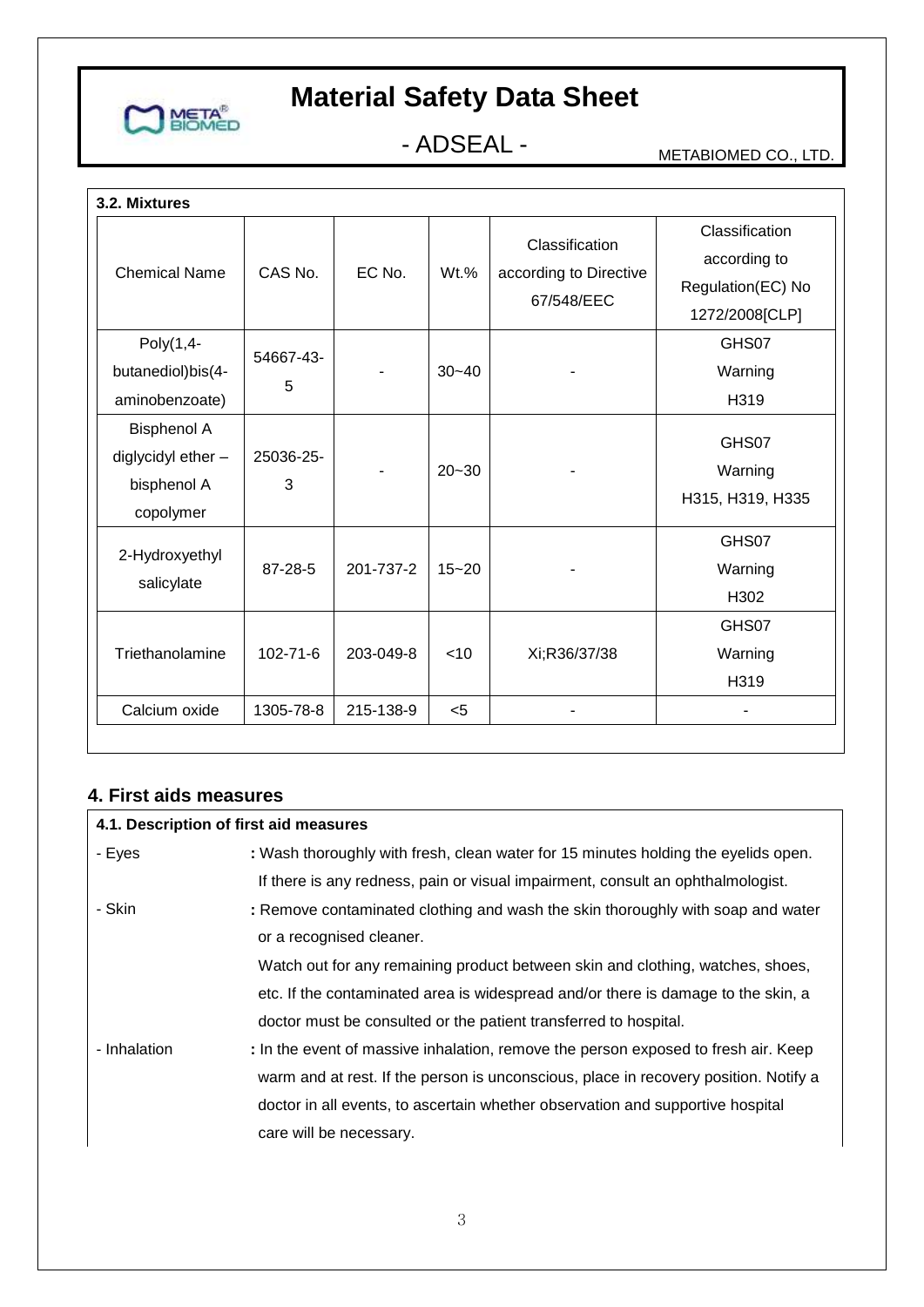### 3.2. Mixtures

| Chemical Name | CAS No. | EC No. | Wt.% | Classification according to Directive 67/548/EEC | Classification according to Regulation(EC) No 1272/2008[CLP] |
|---|---|---|---|---|---|
| Poly(1,4-butanediol)bis(4-aminobenzoate) | 54667-43-5 | - | 30~40 | - | GHS07 Warning H319 |
| Bisphenol A diglycidyl ether – bisphenol A copolymer | 25036-25-3 | - | 20~30 | - | GHS07 Warning H315, H319, H335 |
| 2-Hydroxyethyl salicylate | 87-28-5 | 201-737-2 | 15~20 | - | GHS07 Warning H302 |
| Triethanolamine | 102-71-6 | 203-049-8 | <10 | Xi;R36/37/38 | GHS07 Warning H319 |
| Calcium oxide | 1305-78-8 | 215-138-9 | <5 | - | - |

## 4. First aids measures

### 4.1. Description of first aid measures

- Eyes : Wash thoroughly with fresh, clean water for 15 minutes holding the eyelids open. If there is any redness, pain or visual impairment, consult an ophthalmologist.
- Skin : Remove contaminated clothing and wash the skin thoroughly with soap and water or a recognised cleaner.
  Watch out for any remaining product between skin and clothing, watches, shoes, etc. If the contaminated area is widespread and/or there is damage to the skin, a doctor must be consulted or the patient transferred to hospital.
- Inhalation : In the event of massive inhalation, remove the person exposed to fresh air. Keep warm and at rest. If the person is unconscious, place in recovery position. Notify a doctor in all events, to ascertain whether observation and supportive hospital care will be necessary.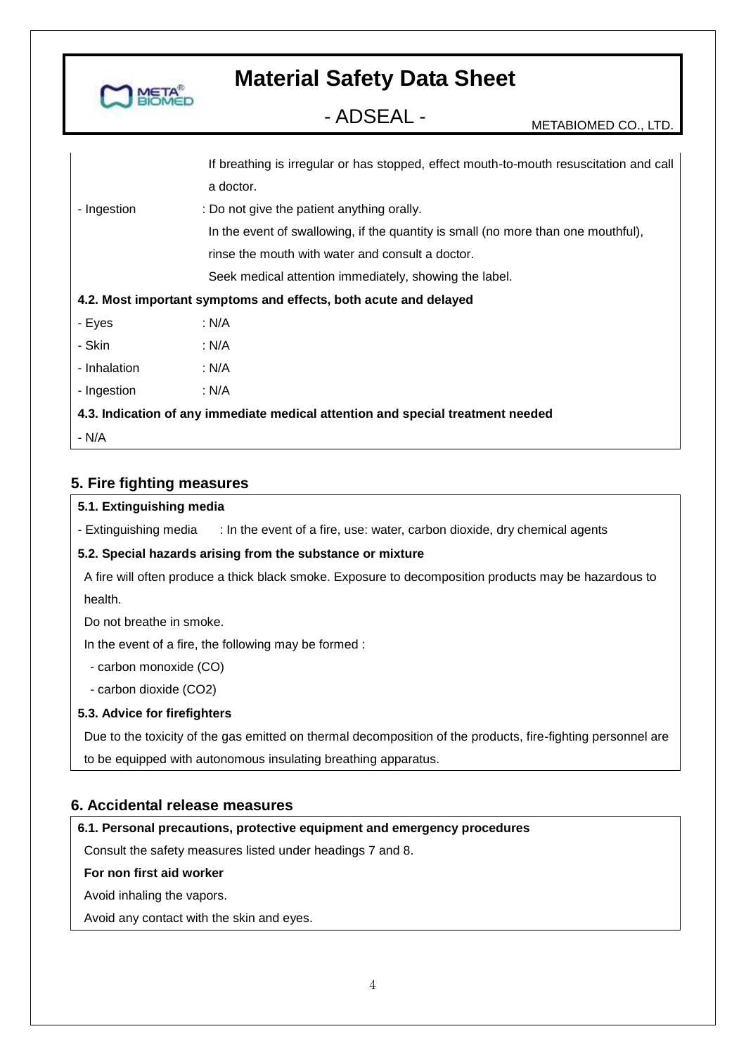If breathing is irregular or has stopped, effect mouth-to-mouth resuscitation and call a doctor.

- Ingestion : Do not give the patient anything orally.
  In the event of swallowing, if the quantity is small (no more than one mouthful), rinse the mouth with water and consult a doctor.
  Seek medical attention immediately, showing the label.

**4.2. Most important symptoms and effects, both acute and delayed**

- Eyes : N/A
- Skin : N/A
- Inhalation : N/A
- Ingestion : N/A

**4.3. Indication of any immediate medical attention and special treatment needed**

- N/A

## 5. Fire fighting measures

**5.1. Extinguishing media**

- Extinguishing media : In the event of a fire, use: water, carbon dioxide, dry chemical agents

**5.2. Special hazards arising from the substance or mixture**

A fire will often produce a thick black smoke. Exposure to decomposition products may be hazardous to health.

Do not breathe in smoke.

In the event of a fire, the following may be formed :

- carbon monoxide (CO)
- carbon dioxide ($CO_2$)

**5.3. Advice for firefighters**

Due to the toxicity of the gas emitted on thermal decomposition of the products, fire-fighting personnel are to be equipped with autonomous insulating breathing apparatus.

## 6. Accidental release measures

**6.1. Personal precautions, protective equipment and emergency procedures**

Consult the safety measures listed under headings 7 and 8.

**For non first aid worker**

Avoid inhaling the vapors.

Avoid any contact with the skin and eyes.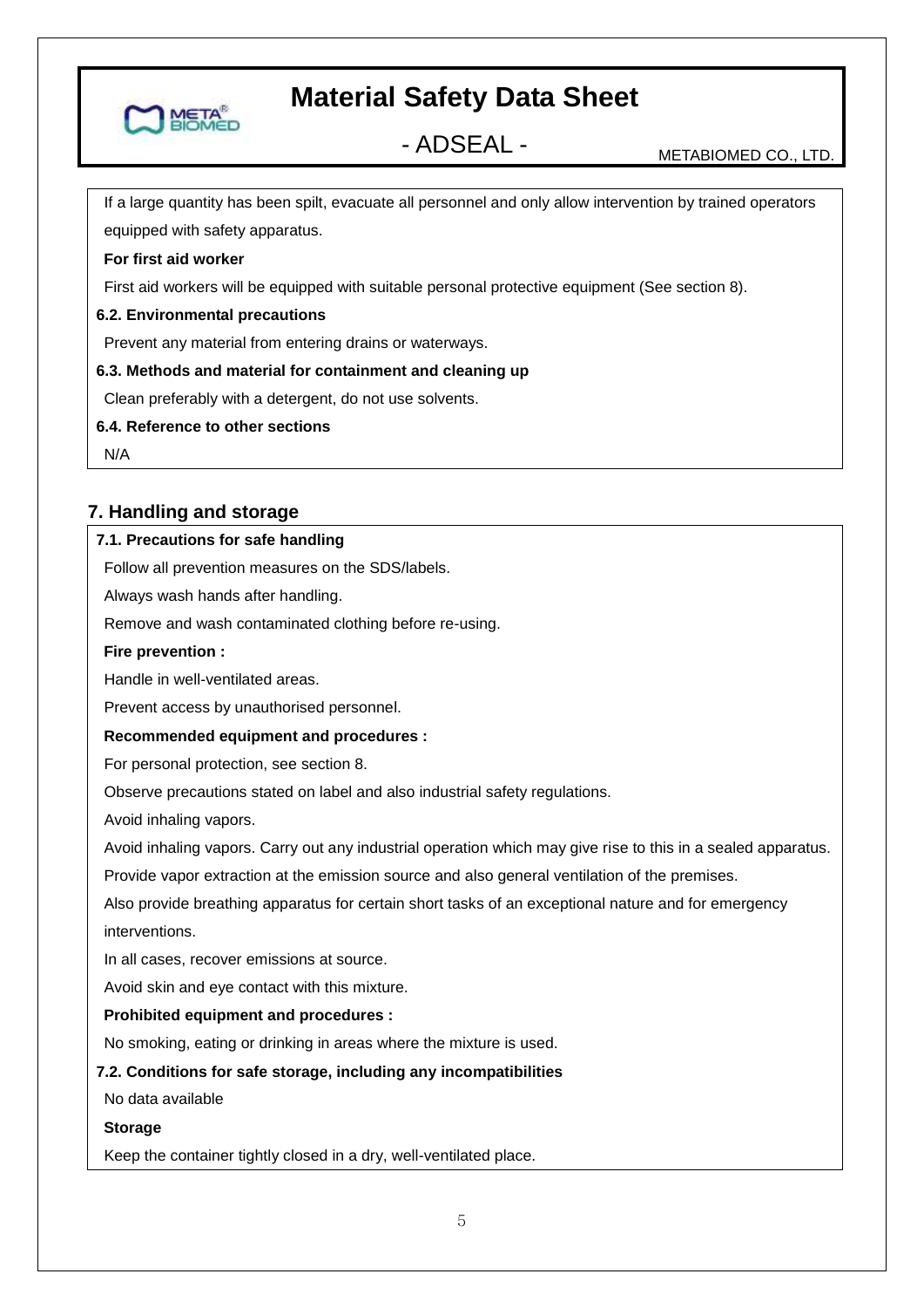If a large quantity has been spilt, evacuate all personnel and only allow intervention by trained operators equipped with safety apparatus.

**For first aid worker**

First aid workers will be equipped with suitable personal protective equipment (See section 8).

**6.2. Environmental precautions**

Prevent any material from entering drains or waterways.

**6.3. Methods and material for containment and cleaning up**

Clean preferably with a detergent, do not use solvents.

**6.4. Reference to other sections**

N/A

## 7. Handling and storage

**7.1. Precautions for safe handling**

Follow all prevention measures on the SDS/labels.

Always wash hands after handling.

Remove and wash contaminated clothing before re-using.

**Fire prevention :**

Handle in well-ventilated areas.

Prevent access by unauthorised personnel.

**Recommended equipment and procedures :**

For personal protection, see section 8.

Observe precautions stated on label and also industrial safety regulations.

Avoid inhaling vapors.

Avoid inhaling vapors. Carry out any industrial operation which may give rise to this in a sealed apparatus.

Provide vapor extraction at the emission source and also general ventilation of the premises.

Also provide breathing apparatus for certain short tasks of an exceptional nature and for emergency interventions.

In all cases, recover emissions at source.

Avoid skin and eye contact with this mixture.

**Prohibited equipment and procedures :**

No smoking, eating or drinking in areas where the mixture is used.

**7.2. Conditions for safe storage, including any incompatibilities**

No data available

**Storage**

Keep the container tightly closed in a dry, well-ventilated place.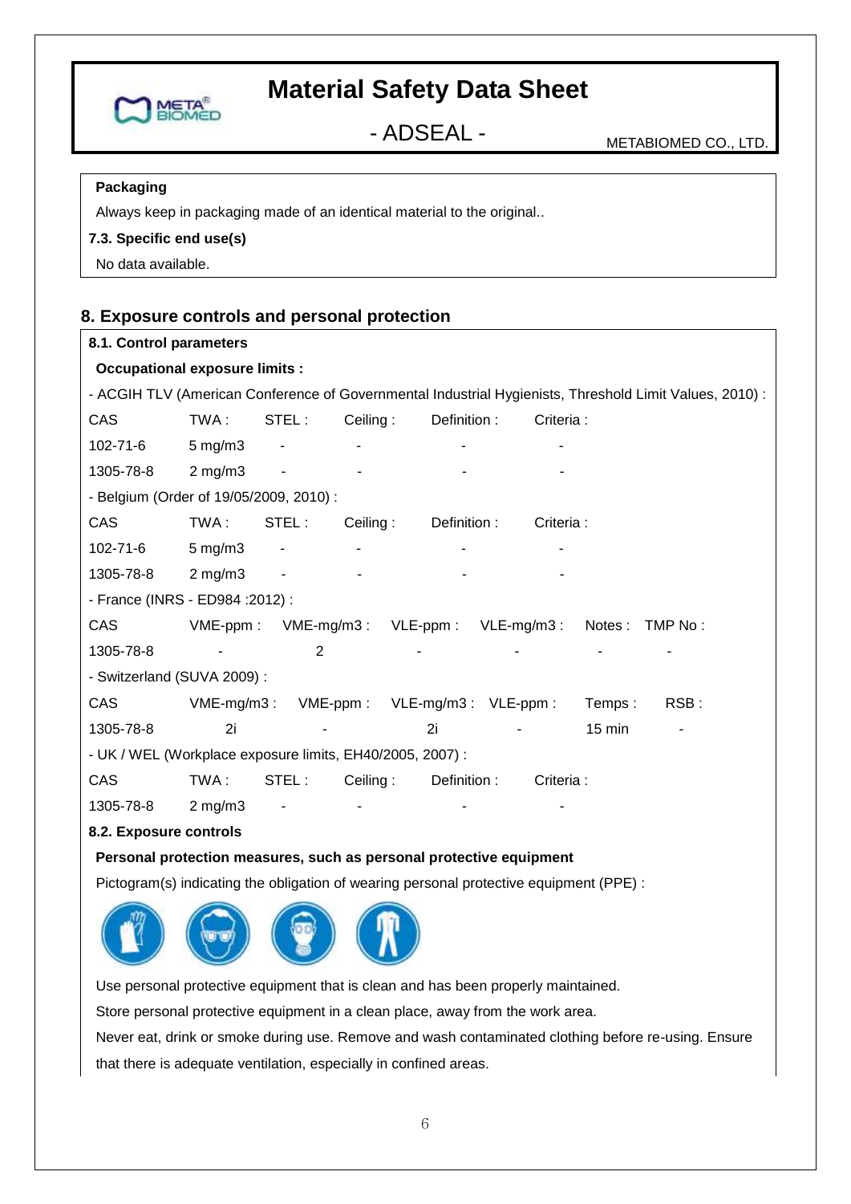**Packaging**

Always keep in packaging made of an identical material to the original..

**7.3. Specific end use(s)**

No data available.

## 8. Exposure controls and personal protection

**8.1. Control parameters**

**Occupational exposure limits :**

- ACGIH TLV (American Conference of Governmental Industrial Hygienists, Threshold Limit Values, 2010) :

| CAS | TWA : | STEL : | Ceiling : | Definition : | Criteria : |
|---|---|---|---|---|---|
| 102-71-6 | 5 mg/m3 | - | - | - | - |
| 1305-78-8 | 2 mg/m3 | - | - | - | - |

- Belgium (Order of 19/05/2009, 2010) :

| CAS | TWA : | STEL : | Ceiling : | Definition : | Criteria : |
|---|---|---|---|---|---|
| 102-71-6 | 5 mg/m3 | - | - | - | - |
| 1305-78-8 | 2 mg/m3 | - | - | - | - |

- France (INRS - ED984 :2012) :

| CAS | VME-ppm : | VME-mg/m3 : | VLE-ppm : | VLE-mg/m3 : | Notes : | TMP No : |
|---|---|---|---|---|---|---|
| 1305-78-8 | - | 2 | - | - | - | - |

- Switzerland (SUVA 2009) :

| CAS | VME-mg/m3 : | VME-ppm : | VLE-mg/m3 : | VLE-ppm : | Temps : | RSB : |
|---|---|---|---|---|---|---|
| 1305-78-8 | 2i | - | 2i | - | 15 min | - |

- UK / WEL (Workplace exposure limits, EH40/2005, 2007) :

| CAS | TWA : | STEL : | Ceiling : | Definition : | Criteria : |
|---|---|---|---|---|---|
| 1305-78-8 | 2 mg/m3 | - | - | - | - |

**8.2. Exposure controls**

**Personal protection measures, such as personal protective equipment**

Pictogram(s) indicating the obligation of wearing personal protective equipment (PPE) :

Use personal protective equipment that is clean and has been properly maintained.

Store personal protective equipment in a clean place, away from the work area.

Never eat, drink or smoke during use. Remove and wash contaminated clothing before re-using. Ensure that there is adequate ventilation, especially in confined areas.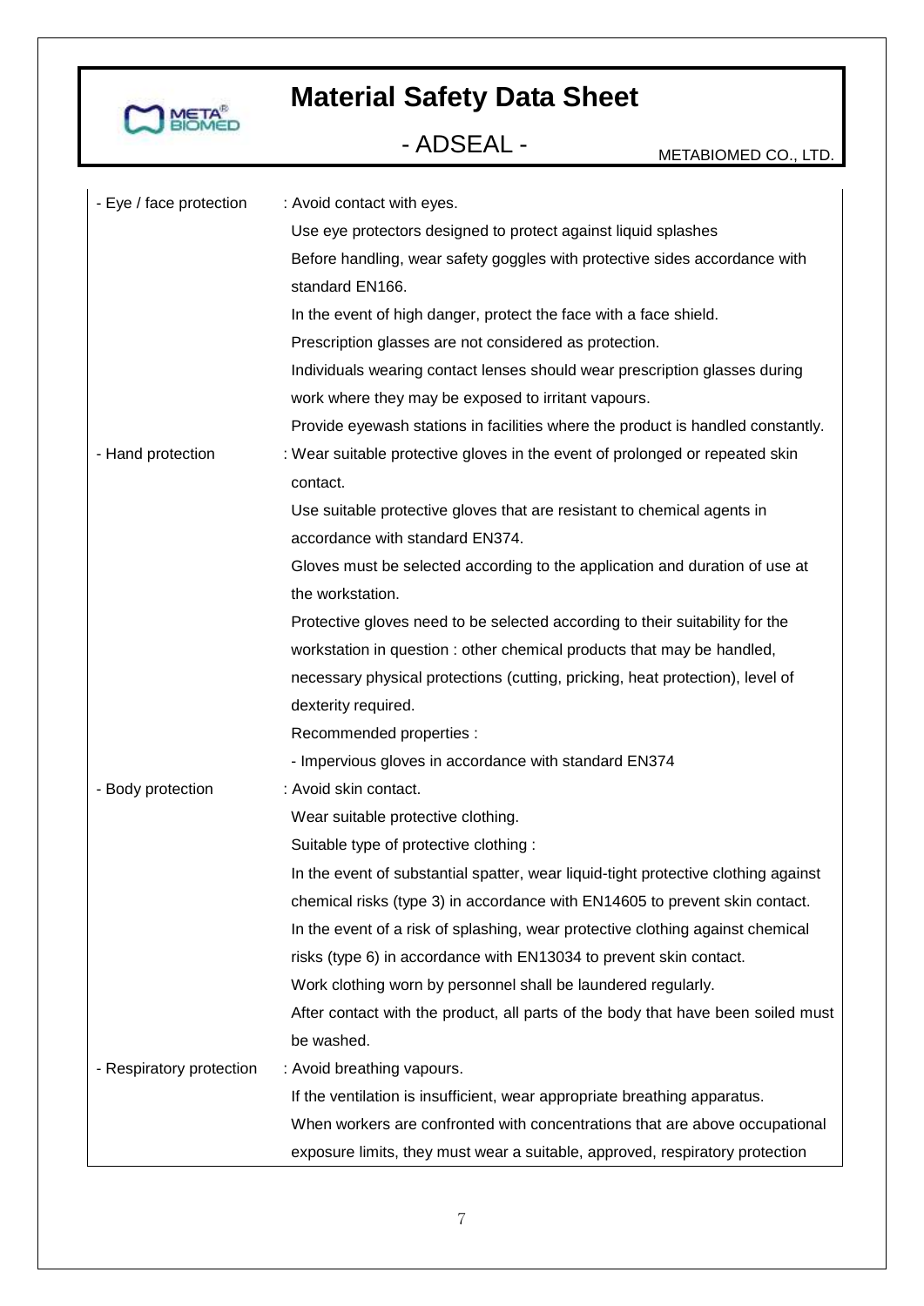| | |
|---|---|
| - Eye / face protection | : Avoid contact with eyes.<br>Use eye protectors designed to protect against liquid splashes<br>Before handling, wear safety goggles with protective sides accordance with standard EN166.<br>In the event of high danger, protect the face with a face shield.<br>Prescription glasses are not considered as protection.<br>Individuals wearing contact lenses should wear prescription glasses during work where they may be exposed to irritant vapours.<br>Provide eyewash stations in facilities where the product is handled constantly. |
| - Hand protection | : Wear suitable protective gloves in the event of prolonged or repeated skin contact.<br>Use suitable protective gloves that are resistant to chemical agents in accordance with standard EN374.<br>Gloves must be selected according to the application and duration of use at the workstation.<br>Protective gloves need to be selected according to their suitability for the workstation in question : other chemical products that may be handled, necessary physical protections (cutting, pricking, heat protection), level of dexterity required.<br>Recommended properties :<br>- Impervious gloves in accordance with standard EN374 |
| - Body protection | : Avoid skin contact.<br>Wear suitable protective clothing.<br>Suitable type of protective clothing :<br>In the event of substantial spatter, wear liquid-tight protective clothing against chemical risks (type 3) in accordance with EN14605 to prevent skin contact.<br>In the event of a risk of splashing, wear protective clothing against chemical risks (type 6) in accordance with EN13034 to prevent skin contact.<br>Work clothing worn by personnel shall be laundered regularly.<br>After contact with the product, all parts of the body that have been soiled must be washed. |
| - Respiratory protection | : Avoid breathing vapours.<br>If the ventilation is insufficient, wear appropriate breathing apparatus.<br>When workers are confronted with concentrations that are above occupational exposure limits, they must wear a suitable, approved, respiratory protection |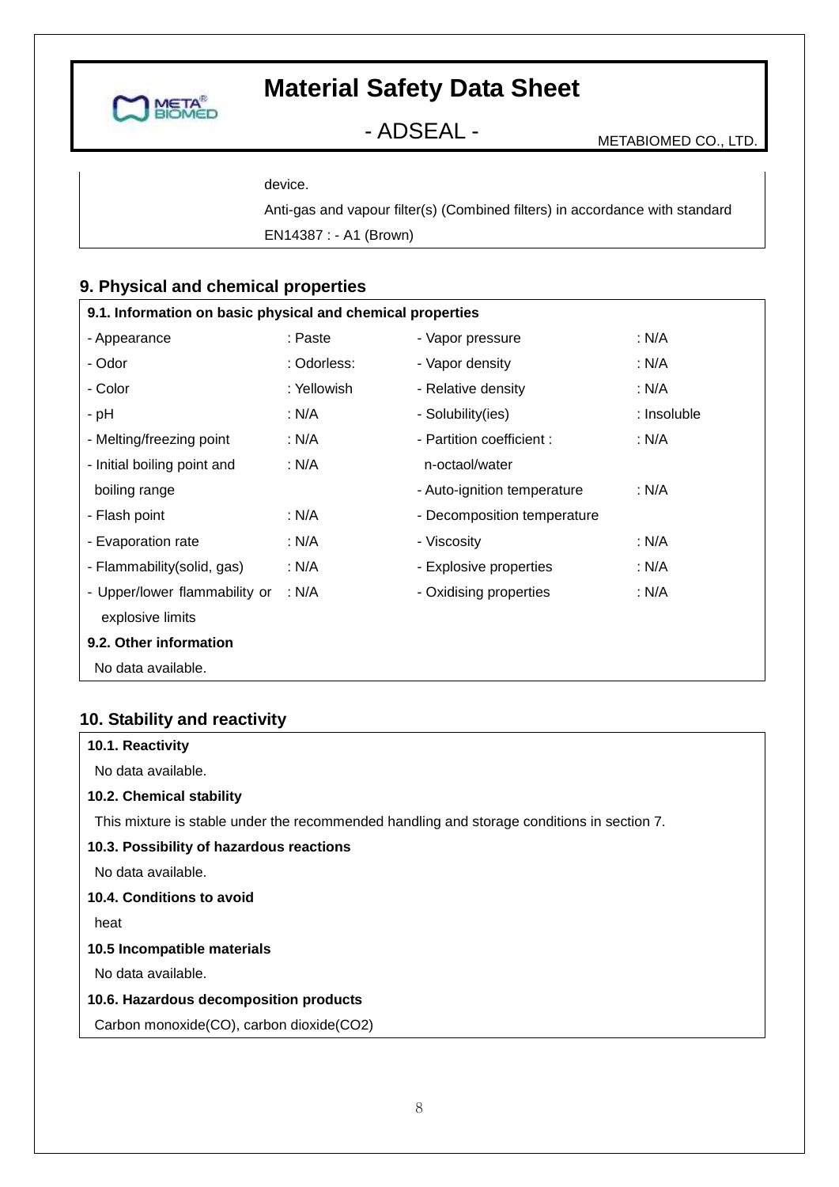device.

Anti-gas and vapour filter(s) (Combined filters) in accordance with standard EN14387 : - A1 (Brown)

## 9. Physical and chemical properties

### 9.1. Information on basic physical and chemical properties

| Property | Value | Property | Value |
|---|---|---|---|
| - Appearance | : Paste | - Vapor pressure | : N/A |
| - Odor | : Odorless: | - Vapor density | : N/A |
| - Color | : Yellowish | - Relative density | : N/A |
| - pH | : N/A | - Solubility(ies) | : Insoluble |
| - Melting/freezing point | : N/A | - Partition coefficient : n-octaol/water | : N/A |
| - Initial boiling point and boiling range | : N/A | - Auto-ignition temperature | : N/A |
| - Flash point | : N/A | - Decomposition temperature | |
| - Evaporation rate | : N/A | - Viscosity | : N/A |
| - Flammability(solid, gas) | : N/A | - Explosive properties | : N/A |
| - Upper/lower flammability or explosive limits | : N/A | - Oxidising properties | : N/A |

### 9.2. Other information

No data available.

## 10. Stability and reactivity

### 10.1. Reactivity

No data available.

### 10.2. Chemical stability

This mixture is stable under the recommended handling and storage conditions in section 7.

### 10.3. Possibility of hazardous reactions

No data available.

### 10.4. Conditions to avoid

heat

### 10.5 Incompatible materials

No data available.

### 10.6. Hazardous decomposition products

Carbon monoxide(CO), carbon dioxide($CO_2$)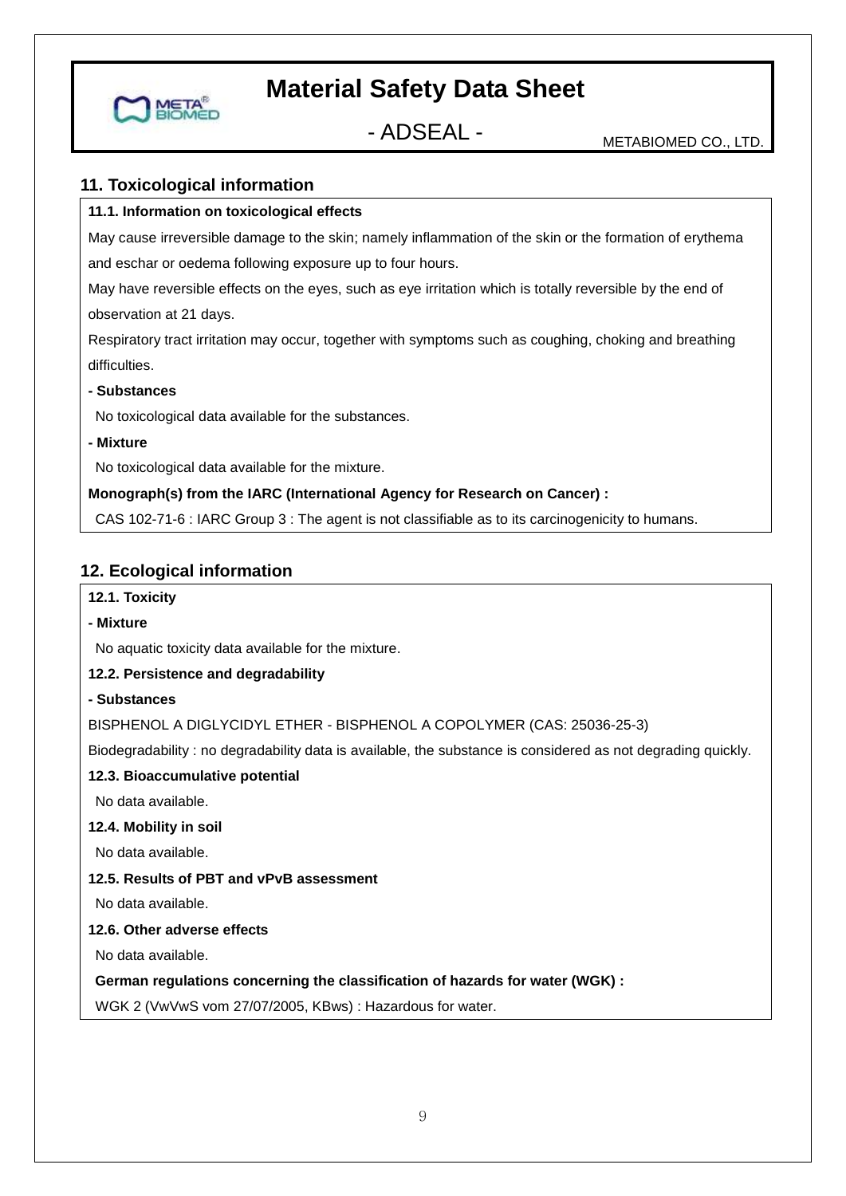## 11. Toxicological information

**11.1. Information on toxicological effects**

May cause irreversible damage to the skin; namely inflammation of the skin or the formation of erythema and eschar or oedema following exposure up to four hours.

May have reversible effects on the eyes, such as eye irritation which is totally reversible by the end of observation at 21 days.

Respiratory tract irritation may occur, together with symptoms such as coughing, choking and breathing difficulties.

**- Substances**

No toxicological data available for the substances.

**- Mixture**

No toxicological data available for the mixture.

**Monograph(s) from the IARC (International Agency for Research on Cancer) :**

CAS 102-71-6 : IARC Group 3 : The agent is not classifiable as to its carcinogenicity to humans.

## 12. Ecological information

**12.1. Toxicity**

**- Mixture**

No aquatic toxicity data available for the mixture.

**12.2. Persistence and degradability**

**- Substances**

BISPHENOL A DIGLYCIDYL ETHER - BISPHENOL A COPOLYMER (CAS: 25036-25-3)

Biodegradability : no degradability data is available, the substance is considered as not degrading quickly.

**12.3. Bioaccumulative potential**

No data available.

**12.4. Mobility in soil**

No data available.

**12.5. Results of PBT and vPvB assessment**

No data available.

**12.6. Other adverse effects**

No data available.

**German regulations concerning the classification of hazards for water (WGK) :**

WGK 2 (VwVwS vom 27/07/2005, KBws) : Hazardous for water.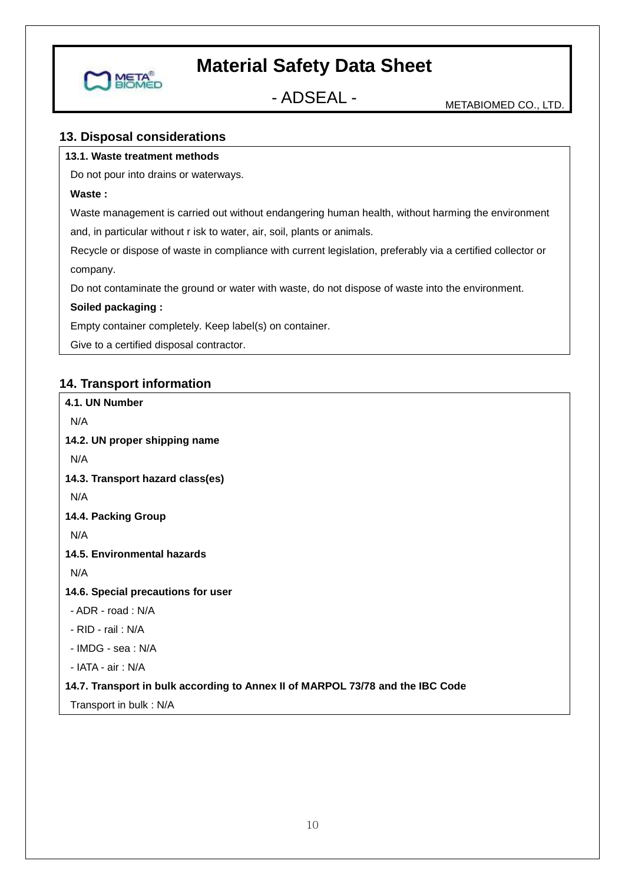## 13. Disposal considerations

**13.1. Waste treatment methods**

Do not pour into drains or waterways.

**Waste :**

Waste management is carried out without endangering human health, without harming the environment and, in particular without r isk to water, air, soil, plants or animals.

Recycle or dispose of waste in compliance with current legislation, preferably via a certified collector or company.

Do not contaminate the ground or water with waste, do not dispose of waste into the environment.

**Soiled packaging :**

Empty container completely. Keep label(s) on container.

Give to a certified disposal contractor.

## 14. Transport information

**4.1. UN Number**

N/A

**14.2. UN proper shipping name**

N/A

**14.3. Transport hazard class(es)**

N/A

**14.4. Packing Group**

N/A

**14.5. Environmental hazards**

N/A

**14.6. Special precautions for user**

- ADR - road : N/A
- RID - rail : N/A
- IMDG - sea : N/A
- IATA - air : N/A

**14.7. Transport in bulk according to Annex II of MARPOL 73/78 and the IBC Code**

Transport in bulk : N/A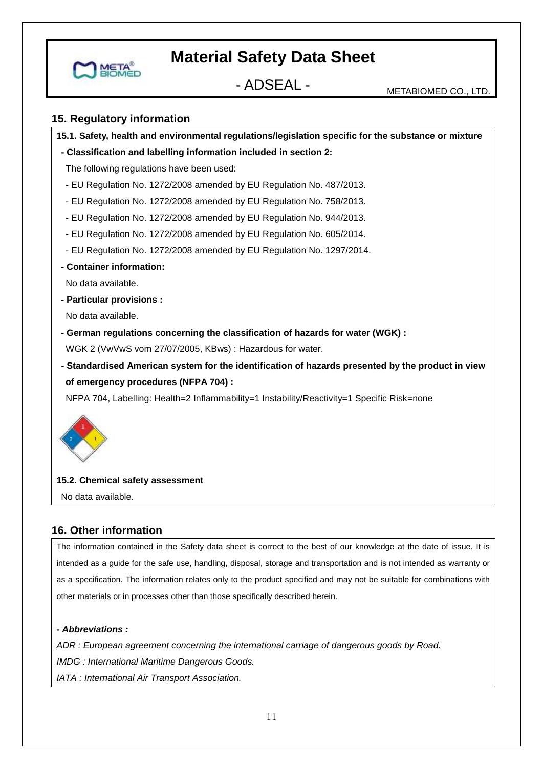## 15. Regulatory information

**15.1. Safety, health and environmental regulations/legislation specific for the substance or mixture**

**- Classification and labelling information included in section 2:**

The following regulations have been used:

- EU Regulation No. 1272/2008 amended by EU Regulation No. 487/2013.
- EU Regulation No. 1272/2008 amended by EU Regulation No. 758/2013.
- EU Regulation No. 1272/2008 amended by EU Regulation No. 944/2013.
- EU Regulation No. 1272/2008 amended by EU Regulation No. 605/2014.
- EU Regulation No. 1272/2008 amended by EU Regulation No. 1297/2014.

**- Container information:**

No data available.

**- Particular provisions :**

No data available.

**- German regulations concerning the classification of hazards for water (WGK) :**

WGK 2 (VwVwS vom 27/07/2005, KBws) : Hazardous for water.

**- Standardised American system for the identification of hazards presented by the product in view of emergency procedures (NFPA 704) :**

NFPA 704, Labelling: Health=2 Inflammability=1 Instability/Reactivity=1 Specific Risk=none

**15.2. Chemical safety assessment**

No data available.

## 16. Other information

The information contained in the Safety data sheet is correct to the best of our knowledge at the date of issue. It is intended as a guide for the safe use, handling, disposal, storage and transportation and is not intended as warranty or as a specification. The information relates only to the product specified and may not be suitable for combinations with other materials or in processes other than those specifically described herein.

***- Abbreviations :***

*ADR : European agreement concerning the international carriage of dangerous goods by Road.*

*IMDG : International Maritime Dangerous Goods.*

*IATA : International Air Transport Association.*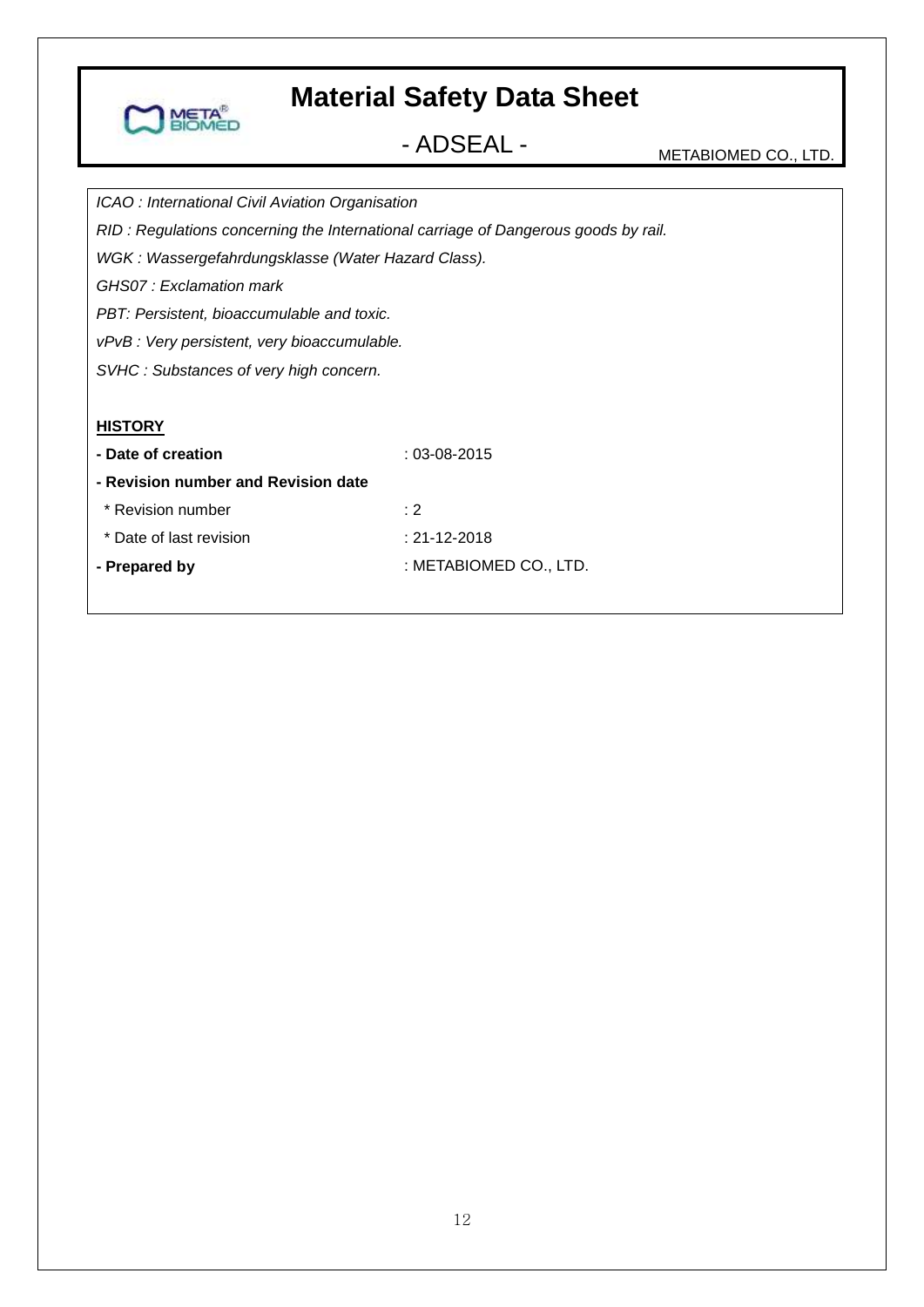*ICAO : International Civil Aviation Organisation*

*RID : Regulations concerning the International carriage of Dangerous goods by rail.*

*WGK : Wassergefahrdungsklasse (Water Hazard Class).*

*GHS07 : Exclamation mark*

*PBT: Persistent, bioaccumulable and toxic.*

*vPvB : Very persistent, very bioaccumulable.*

*SVHC : Substances of very high concern.*

**HISTORY**

| | |
|---|---|
| **- Date of creation** | : 03-08-2015 |
| **- Revision number and Revision date** | |
| * Revision number | : 2 |
| * Date of last revision | : 21-12-2018 |
| **- Prepared by** | : METABIOMED CO., LTD. |